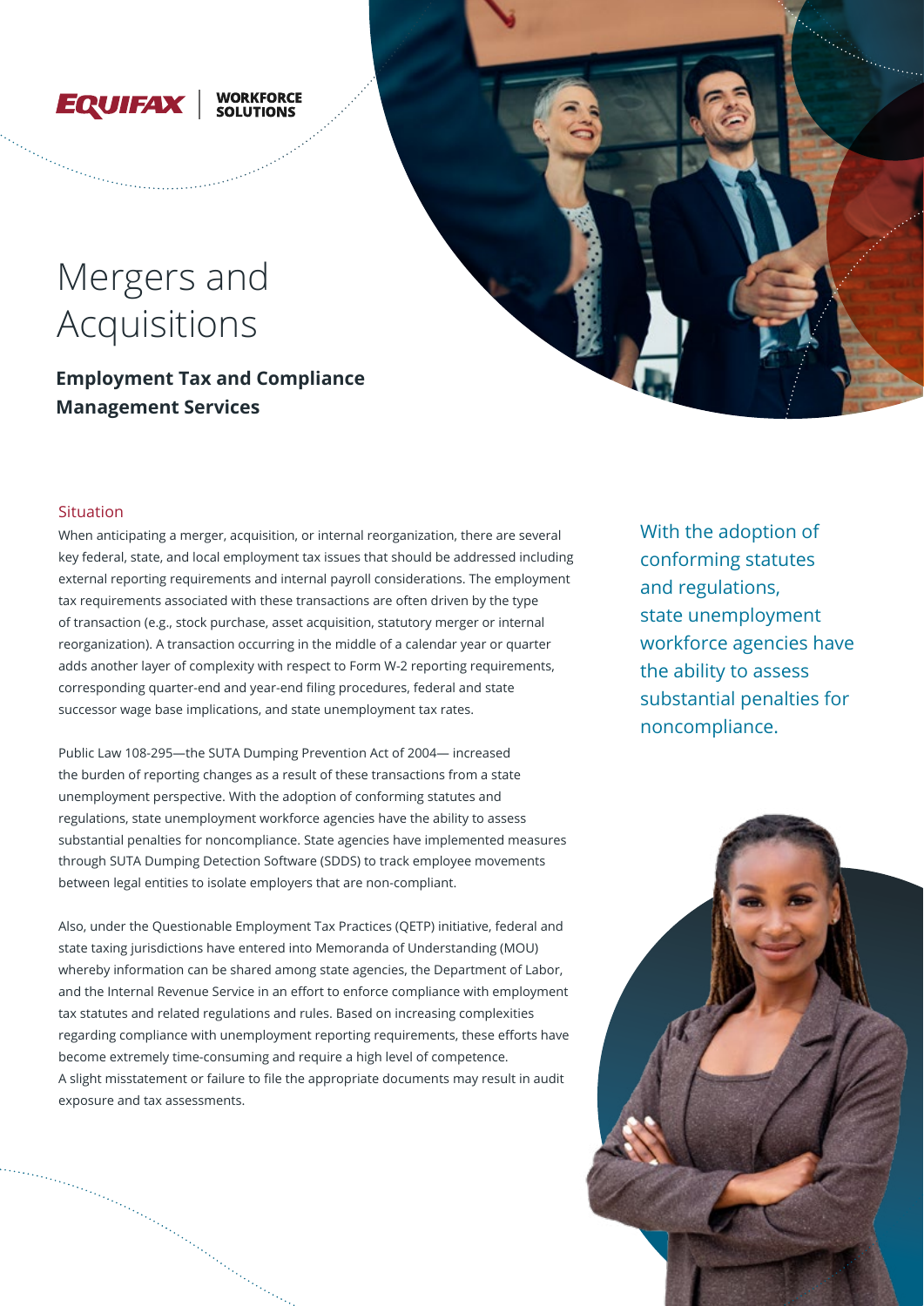EQUIFAX | WORKFORCE SOLUTIONS

# Mergers and Acquisitions

**Employment Tax and Compliance Management Services**

## Situation

When anticipating a merger, acquisition, or internal reorganization, there are several key federal, state, and local employment tax issues that should be addressed including external reporting requirements and internal payroll considerations. The employment tax requirements associated with these transactions are often driven by the type of transaction (e.g., stock purchase, asset acquisition, statutory merger or internal reorganization). A transaction occurring in the middle of a calendar year or quarter adds another layer of complexity with respect to Form W-2 reporting requirements, corresponding quarter-end and year-end filing procedures, federal and state successor wage base implications, and state unemployment tax rates.

Public Law 108-295—the SUTA Dumping Prevention Act of 2004— increased the burden of reporting changes as a result of these transactions from a state unemployment perspective. With the adoption of conforming statutes and regulations, state unemployment workforce agencies have the ability to assess substantial penalties for noncompliance. State agencies have implemented measures through SUTA Dumping Detection Software (SDDS) to track employee movements between legal entities to isolate employers that are non-compliant.

Also, under the Questionable Employment Tax Practices (QETP) initiative, federal and state taxing jurisdictions have entered into Memoranda of Understanding (MOU) whereby information can be shared among state agencies, the Department of Labor, and the Internal Revenue Service in an effort to enforce compliance with employment tax statutes and related regulations and rules. Based on increasing complexities regarding compliance with unemployment reporting requirements, these efforts have become extremely time-consuming and require a high level of competence. A slight misstatement or failure to file the appropriate documents may result in audit exposure and tax assessments.

With the adoption of conforming statutes and regulations, state unemployment workforce agencies have the ability to assess substantial penalties for noncompliance.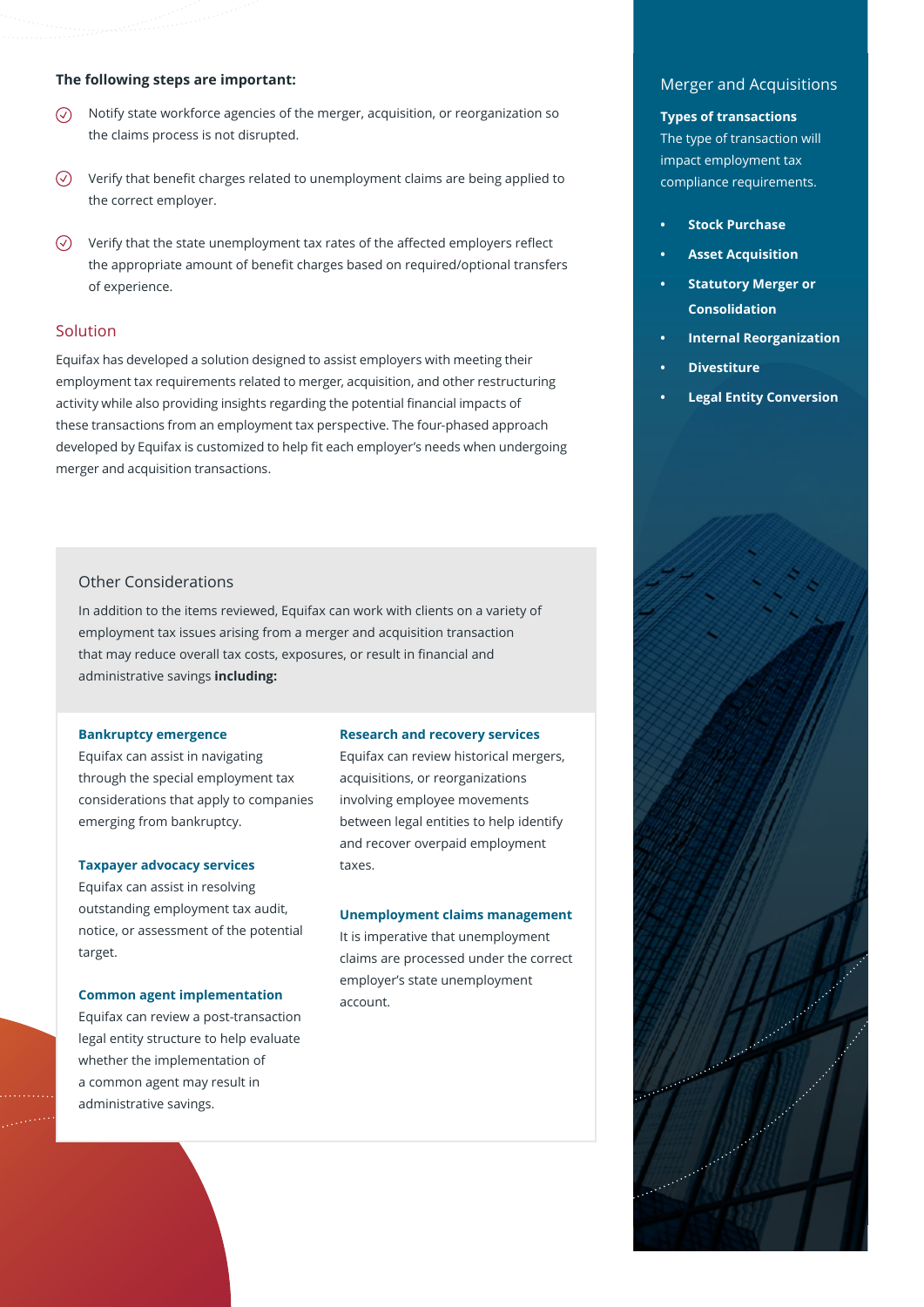**The following steps are important:**

- Notify state workforce agencies of the merger, acquisition, or reorganization so the claims process is not disrupted.
- Verify that benefit charges related to unemployment claims are being applied to the correct employer.
- Verify that the state unemployment tax rates of the affected employers reflect the appropriate amount of benefit charges based on required/optional transfers of experience.

## Solution

Equifax has developed a solution designed to assist employers with meeting their employment tax requirements related to merger, acquisition, and other restructuring activity while also providing insights regarding the potential financial impacts of these transactions from an employment tax perspective. The four-phased approach developed by Equifax is customized to help fit each employer's needs when undergoing merger and acquisition transactions.

## Other Considerations

In addition to the items reviewed, Equifax can work with clients on a variety of employment tax issues arising from a merger and acquisition transaction that may reduce overall tax costs, exposures, or result in financial and administrative savings **including:**

### Bankruptcy emergence

Equifax can assist in navigating through the special employment tax considerations that apply to companies emerging from bankruptcy.

### Taxpayer advocacy services

Equifax can assist in resolving outstanding employment tax audit, notice, or assessment of the potential target.

### Common agent implementation

Equifax can review a post-transaction legal entity structure to help evaluate whether the implementation of a common agent may result in administrative savings.

### Research and recovery services

Equifax can review historical mergers, acquisitions, or reorganizations involving employee movements between legal entities to help identify and recover overpaid employment taxes.

### Unemployment claims management

It is imperative that unemployment claims are processed under the correct employer's state unemployment account.

## Merger and Acquisitions

**Types of transactions**

The type of transaction will impact employment tax compliance requirements.

- **Stock Purchase**
- **Asset Acquisition**
- **Statutory Merger or Consolidation**
- **Internal Reorganization**
- **Divestiture**
- **Legal Entity Conversion**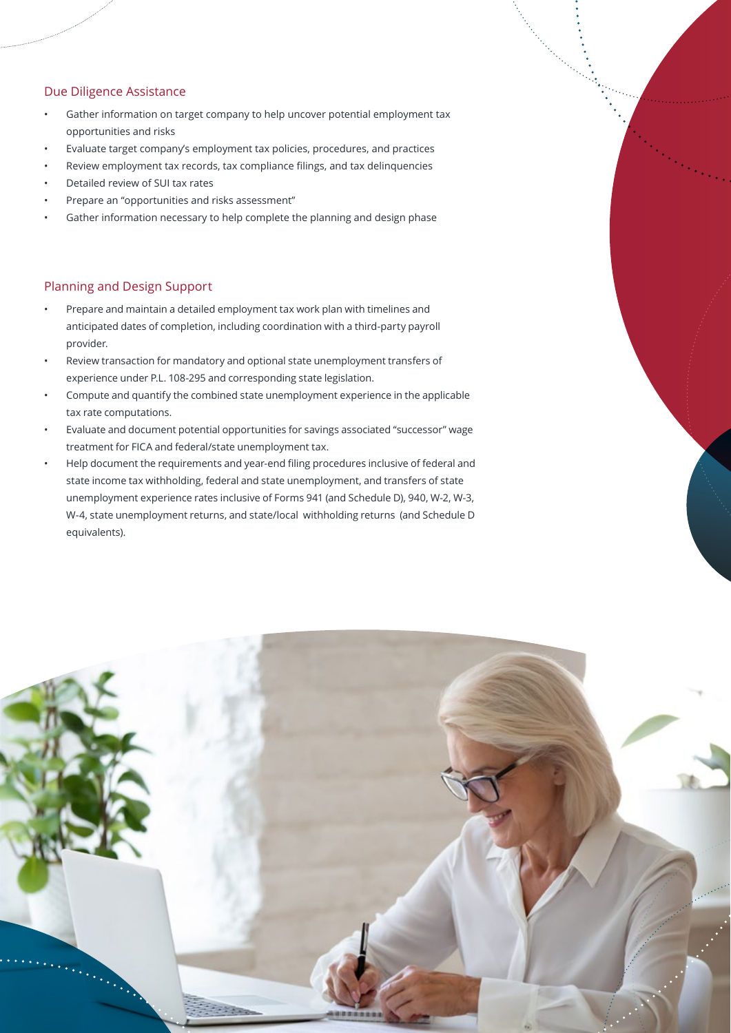## Due Diligence Assistance

- Gather information on target company to help uncover potential employment tax opportunities and risks
- Evaluate target company's employment tax policies, procedures, and practices
- Review employment tax records, tax compliance filings, and tax delinquencies
- Detailed review of SUI tax rates
- Prepare an "opportunities and risks assessment"
- Gather information necessary to help complete the planning and design phase

## Planning and Design Support

- Prepare and maintain a detailed employment tax work plan with timelines and anticipated dates of completion, including coordination with a third-party payroll provider.
- Review transaction for mandatory and optional state unemployment transfers of experience under P.L. 108-295 and corresponding state legislation.
- Compute and quantify the combined state unemployment experience in the applicable tax rate computations.
- Evaluate and document potential opportunities for savings associated "successor" wage treatment for FICA and federal/state unemployment tax.
- Help document the requirements and year-end filing procedures inclusive of federal and state income tax withholding, federal and state unemployment, and transfers of state unemployment experience rates inclusive of Forms 941 (and Schedule D), 940, W-2, W-3, W-4, state unemployment returns, and state/local withholding returns (and Schedule D equivalents).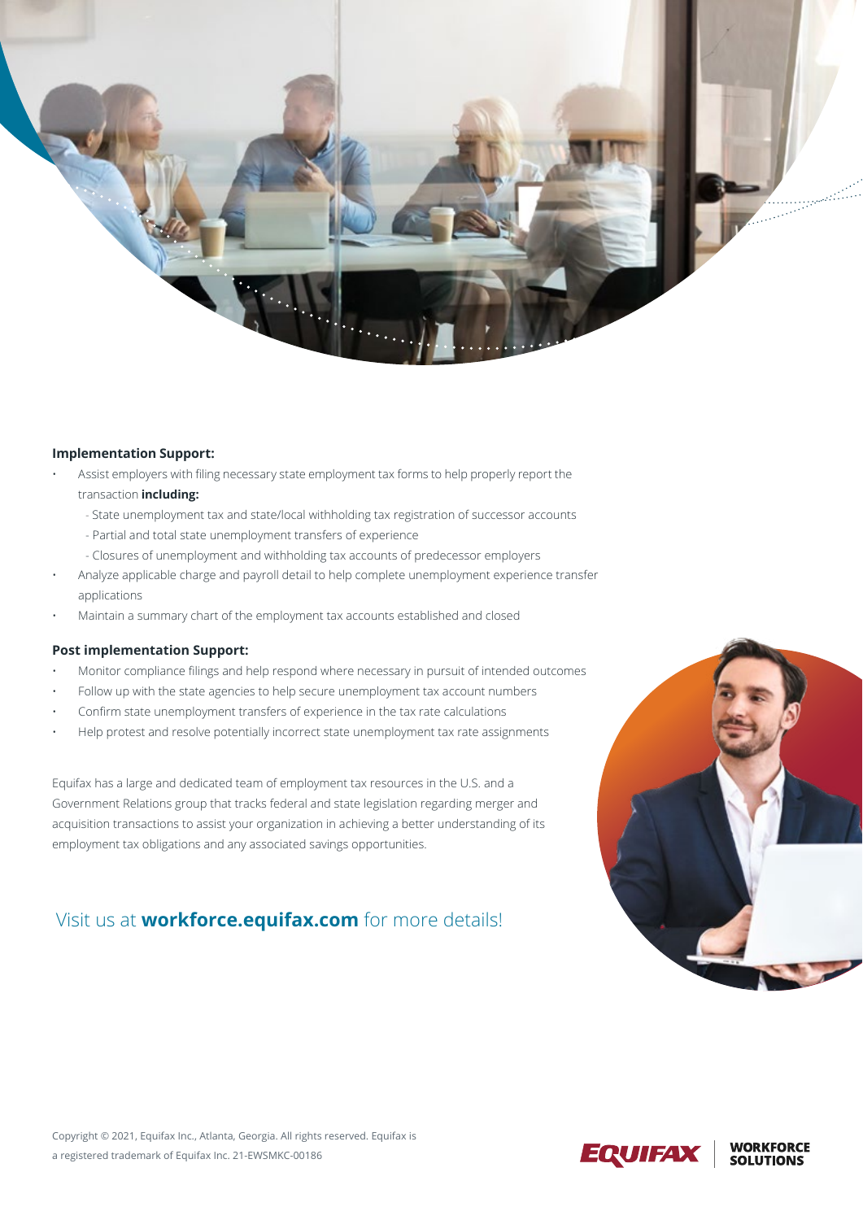**Implementation Support:**

- Assist employers with filing necessary state employment tax forms to help properly report the transaction **including:**
  - State unemployment tax and state/local withholding tax registration of successor accounts
  - Partial and total state unemployment transfers of experience
  - Closures of unemployment and withholding tax accounts of predecessor employers
- Analyze applicable charge and payroll detail to help complete unemployment experience transfer applications
- Maintain a summary chart of the employment tax accounts established and closed

**Post implementation Support:**

- Monitor compliance filings and help respond where necessary in pursuit of intended outcomes
- Follow up with the state agencies to help secure unemployment tax account numbers
- Confirm state unemployment transfers of experience in the tax rate calculations
- Help protest and resolve potentially incorrect state unemployment tax rate assignments

Equifax has a large and dedicated team of employment tax resources in the U.S. and a Government Relations group that tracks federal and state legislation regarding merger and acquisition transactions to assist your organization in achieving a better understanding of its employment tax obligations and any associated savings opportunities.

## Visit us at **workforce.equifax.com** for more details!

Copyright © 2021, Equifax Inc., Atlanta, Georgia. All rights reserved. Equifax is a registered trademark of Equifax Inc. 21-EWSMKC-00186

EQUIFAX | WORKFORCE SOLUTIONS